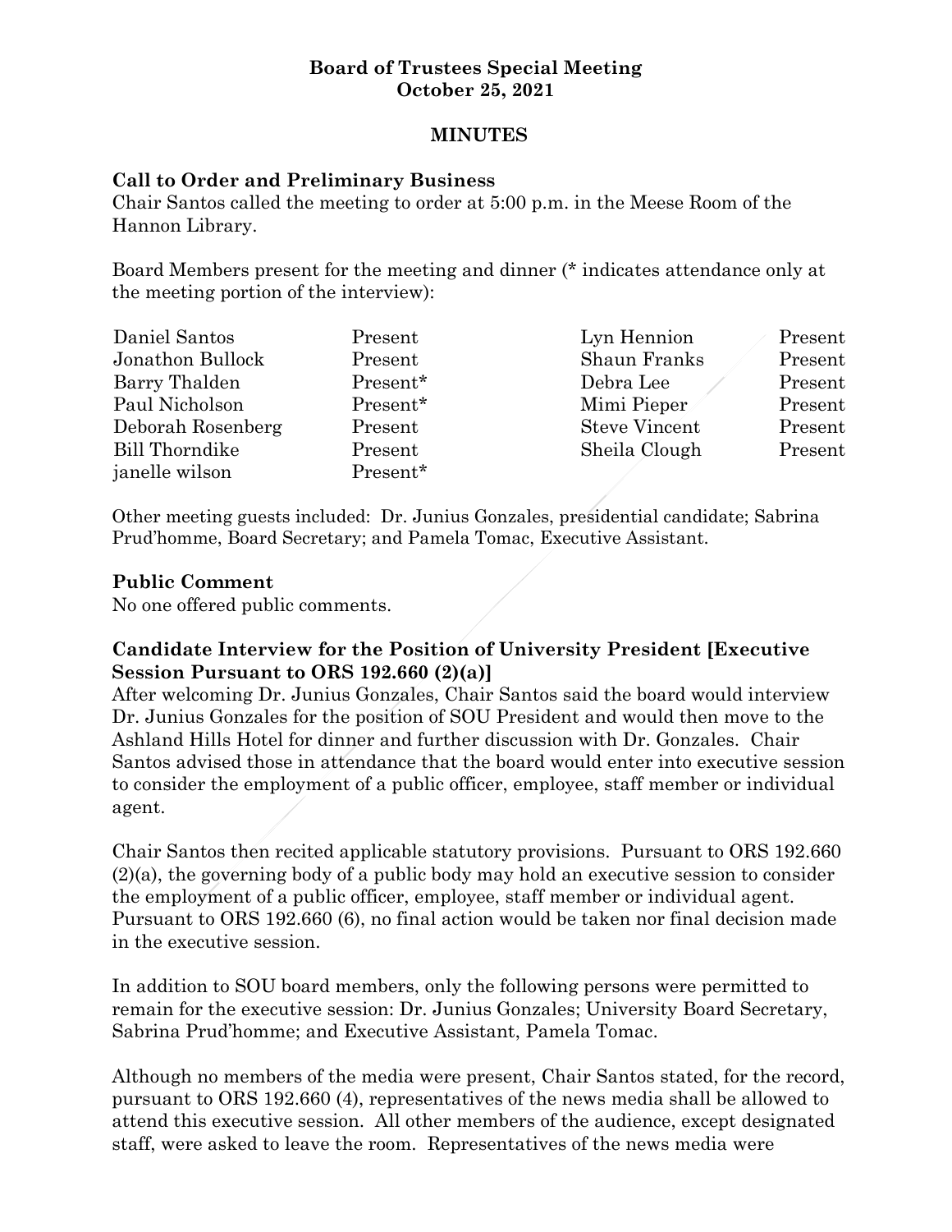**Board of Trustees Special Meeting**
**October 25, 2021**

**MINUTES**

### Call to Order and Preliminary Business

Chair Santos called the meeting to order at 5:00 p.m. in the Meese Room of the Hannon Library.

Board Members present for the meeting and dinner (* indicates attendance only at the meeting portion of the interview):

| | | | |
|---|---|---|---|
| Daniel Santos | Present | Lyn Hennion | Present |
| Jonathon Bullock | Present | Shaun Franks | Present |
| Barry Thalden | Present* | Debra Lee | Present |
| Paul Nicholson | Present* | Mimi Pieper | Present |
| Deborah Rosenberg | Present | Steve Vincent | Present |
| Bill Thorndike | Present | Sheila Clough | Present |
| janelle wilson | Present* | | |

Other meeting guests included: Dr. Junius Gonzales, presidential candidate; Sabrina Prud'homme, Board Secretary; and Pamela Tomac, Executive Assistant.

### Public Comment

No one offered public comments.

### Candidate Interview for the Position of University President [Executive Session Pursuant to ORS 192.660 (2)(a)]

After welcoming Dr. Junius Gonzales, Chair Santos said the board would interview Dr. Junius Gonzales for the position of SOU President and would then move to the Ashland Hills Hotel for dinner and further discussion with Dr. Gonzales. Chair Santos advised those in attendance that the board would enter into executive session to consider the employment of a public officer, employee, staff member or individual agent.

Chair Santos then recited applicable statutory provisions. Pursuant to ORS 192.660 (2)(a), the governing body of a public body may hold an executive session to consider the employment of a public officer, employee, staff member or individual agent. Pursuant to ORS 192.660 (6), no final action would be taken nor final decision made in the executive session.

In addition to SOU board members, only the following persons were permitted to remain for the executive session: Dr. Junius Gonzales; University Board Secretary, Sabrina Prud'homme; and Executive Assistant, Pamela Tomac.

Although no members of the media were present, Chair Santos stated, for the record, pursuant to ORS 192.660 (4), representatives of the news media shall be allowed to attend this executive session. All other members of the audience, except designated staff, were asked to leave the room. Representatives of the news media were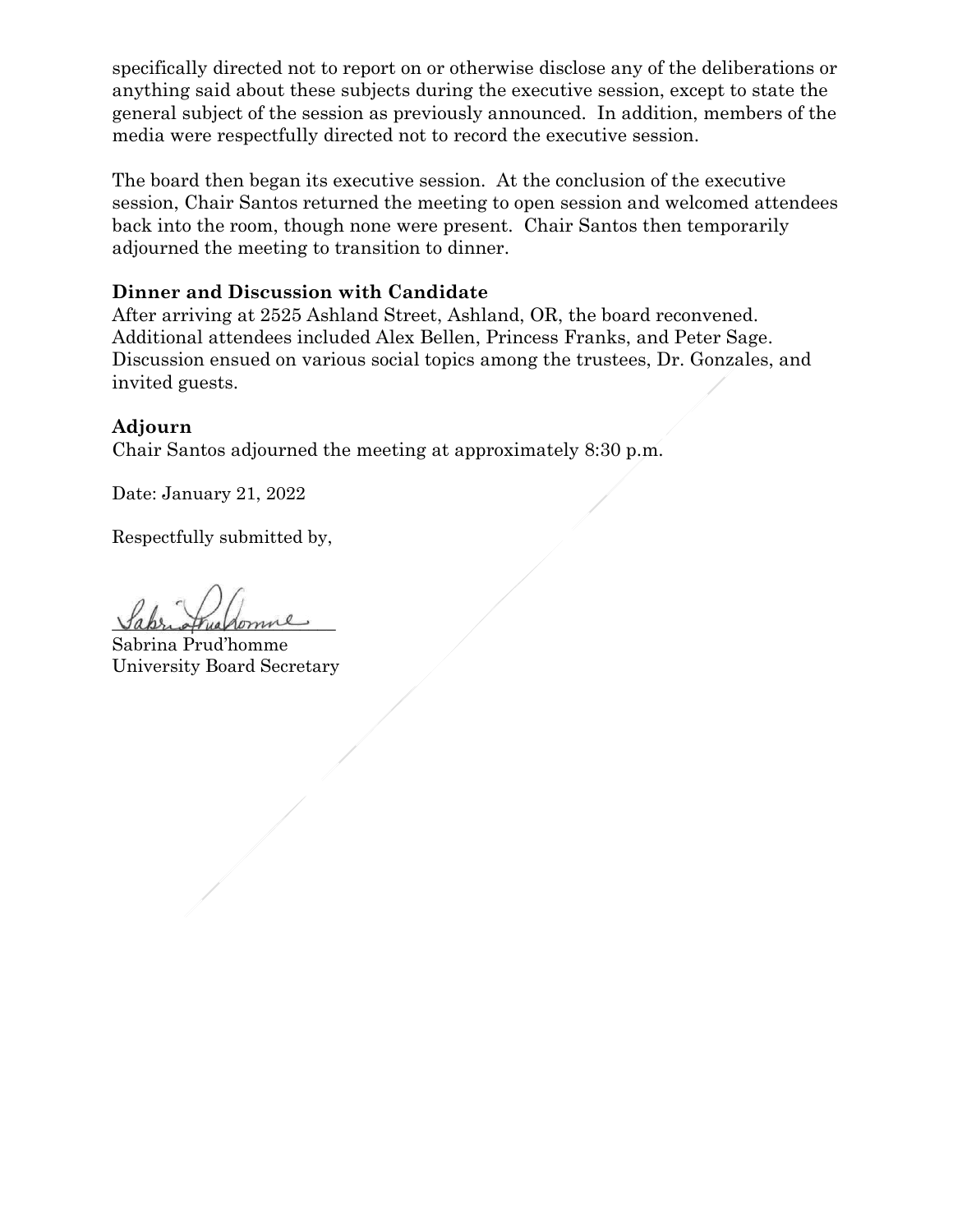specifically directed not to report on or otherwise disclose any of the deliberations or anything said about these subjects during the executive session, except to state the general subject of the session as previously announced. In addition, members of the media were respectfully directed not to record the executive session.

The board then began its executive session. At the conclusion of the executive session, Chair Santos returned the meeting to open session and welcomed attendees back into the room, though none were present. Chair Santos then temporarily adjourned the meeting to transition to dinner.

**Dinner and Discussion with Candidate**

After arriving at 2525 Ashland Street, Ashland, OR, the board reconvened. Additional attendees included Alex Bellen, Princess Franks, and Peter Sage. Discussion ensued on various social topics among the trustees, Dr. Gonzales, and invited guests.

**Adjourn**

Chair Santos adjourned the meeting at approximately 8:30 p.m.

Date: January 21, 2022

Respectfully submitted by,

Sabrina Prud'homme
University Board Secretary